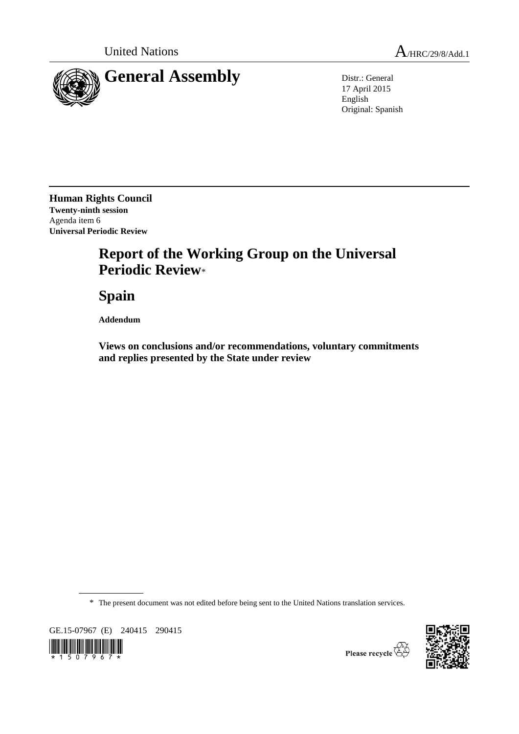United Nations

A/HRC/29/8/Add.1

# General Assembly

Distr.: General
17 April 2015
English
Original: Spanish

**Human Rights Council**
**Twenty-ninth session**
Agenda item 6
**Universal Periodic Review**

# Report of the Working Group on the Universal Periodic Review*

# Spain

**Addendum**

## Views on conclusions and/or recommendations, voluntary commitments and replies presented by the State under review

\* The present document was not edited before being sent to the United Nations translation services.

GE.15-07967 (E) 240415 290415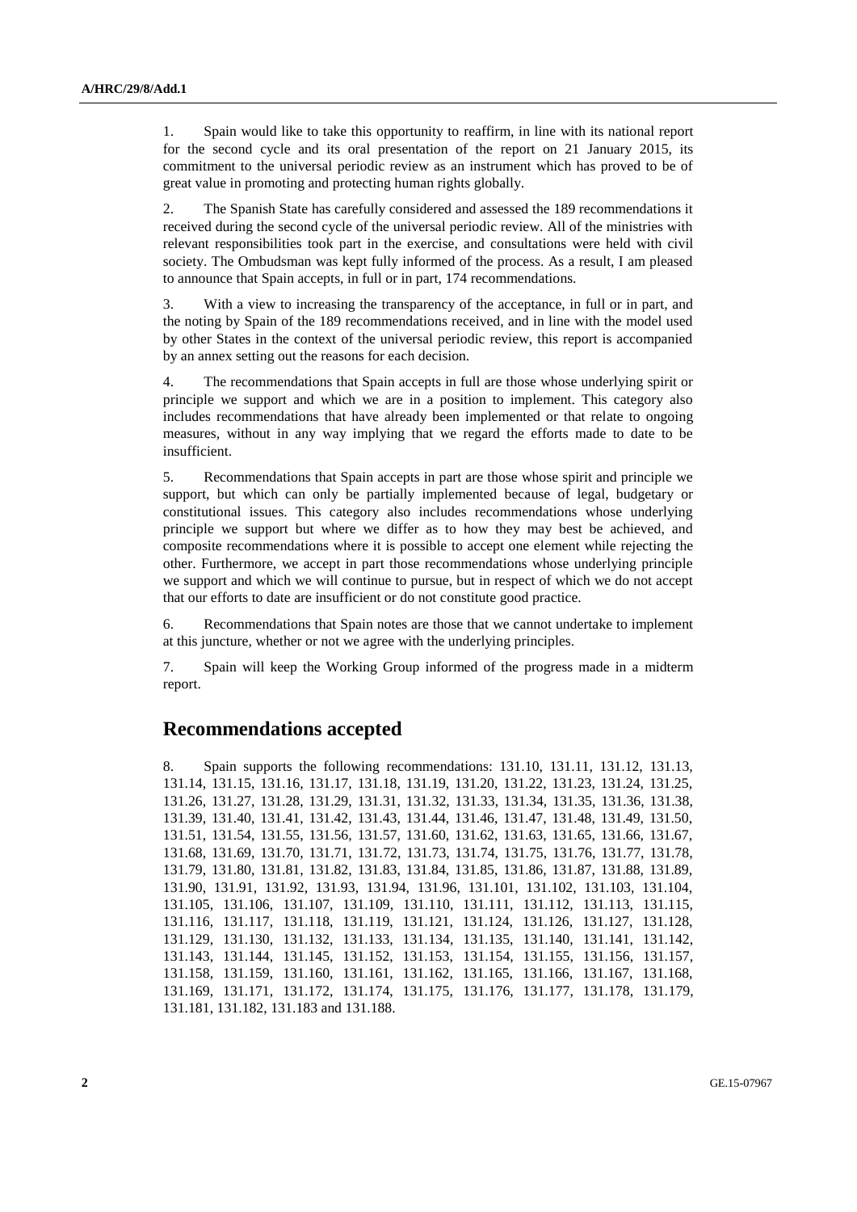1. Spain would like to take this opportunity to reaffirm, in line with its national report for the second cycle and its oral presentation of the report on 21 January 2015, its commitment to the universal periodic review as an instrument which has proved to be of great value in promoting and protecting human rights globally.

2. The Spanish State has carefully considered and assessed the 189 recommendations it received during the second cycle of the universal periodic review. All of the ministries with relevant responsibilities took part in the exercise, and consultations were held with civil society. The Ombudsman was kept fully informed of the process. As a result, I am pleased to announce that Spain accepts, in full or in part, 174 recommendations.

3. With a view to increasing the transparency of the acceptance, in full or in part, and the noting by Spain of the 189 recommendations received, and in line with the model used by other States in the context of the universal periodic review, this report is accompanied by an annex setting out the reasons for each decision.

4. The recommendations that Spain accepts in full are those whose underlying spirit or principle we support and which we are in a position to implement. This category also includes recommendations that have already been implemented or that relate to ongoing measures, without in any way implying that we regard the efforts made to date to be insufficient.

5. Recommendations that Spain accepts in part are those whose spirit and principle we support, but which can only be partially implemented because of legal, budgetary or constitutional issues. This category also includes recommendations whose underlying principle we support but where we differ as to how they may best be achieved, and composite recommendations where it is possible to accept one element while rejecting the other. Furthermore, we accept in part those recommendations whose underlying principle we support and which we will continue to pursue, but in respect of which we do not accept that our efforts to date are insufficient or do not constitute good practice.

6. Recommendations that Spain notes are those that we cannot undertake to implement at this juncture, whether or not we agree with the underlying principles.

7. Spain will keep the Working Group informed of the progress made in a midterm report.

## Recommendations accepted

8. Spain supports the following recommendations: 131.10, 131.11, 131.12, 131.13, 131.14, 131.15, 131.16, 131.17, 131.18, 131.19, 131.20, 131.22, 131.23, 131.24, 131.25, 131.26, 131.27, 131.28, 131.29, 131.31, 131.32, 131.33, 131.34, 131.35, 131.36, 131.38, 131.39, 131.40, 131.41, 131.42, 131.43, 131.44, 131.46, 131.47, 131.48, 131.49, 131.50, 131.51, 131.54, 131.55, 131.56, 131.57, 131.60, 131.62, 131.63, 131.65, 131.66, 131.67, 131.68, 131.69, 131.70, 131.71, 131.72, 131.73, 131.74, 131.75, 131.76, 131.77, 131.78, 131.79, 131.80, 131.81, 131.82, 131.83, 131.84, 131.85, 131.86, 131.87, 131.88, 131.89, 131.90, 131.91, 131.92, 131.93, 131.94, 131.96, 131.101, 131.102, 131.103, 131.104, 131.105, 131.106, 131.107, 131.109, 131.110, 131.111, 131.112, 131.113, 131.115, 131.116, 131.117, 131.118, 131.119, 131.121, 131.124, 131.126, 131.127, 131.128, 131.129, 131.130, 131.132, 131.133, 131.134, 131.135, 131.140, 131.141, 131.142, 131.143, 131.144, 131.145, 131.152, 131.153, 131.154, 131.155, 131.156, 131.157, 131.158, 131.159, 131.160, 131.161, 131.162, 131.165, 131.166, 131.167, 131.168, 131.169, 131.171, 131.172, 131.174, 131.175, 131.176, 131.177, 131.178, 131.179, 131.181, 131.182, 131.183 and 131.188.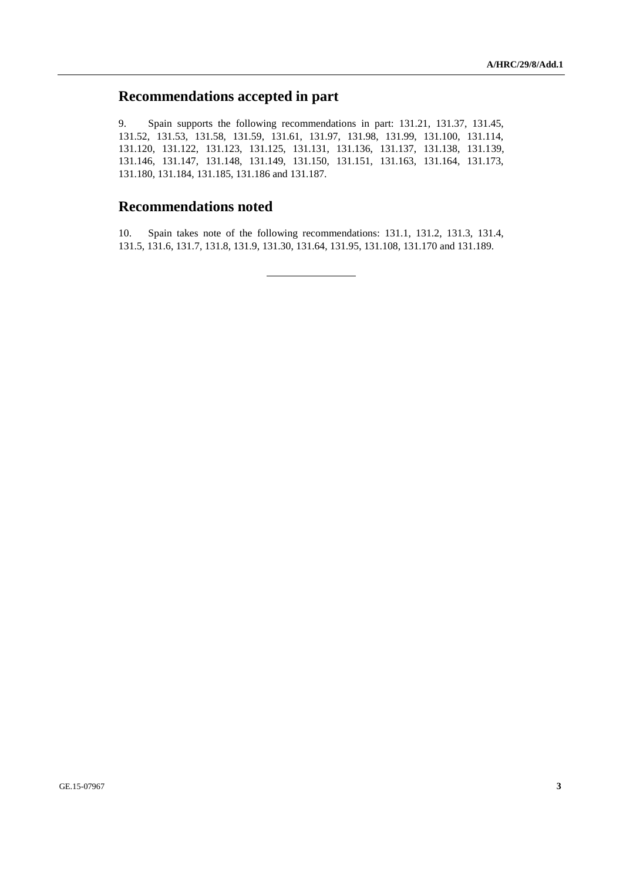## Recommendations accepted in part

9. Spain supports the following recommendations in part: 131.21, 131.37, 131.45, 131.52, 131.53, 131.58, 131.59, 131.61, 131.97, 131.98, 131.99, 131.100, 131.114, 131.120, 131.122, 131.123, 131.125, 131.131, 131.136, 131.137, 131.138, 131.139, 131.146, 131.147, 131.148, 131.149, 131.150, 131.151, 131.163, 131.164, 131.173, 131.180, 131.184, 131.185, 131.186 and 131.187.

## Recommendations noted

10. Spain takes note of the following recommendations: 131.1, 131.2, 131.3, 131.4, 131.5, 131.6, 131.7, 131.8, 131.9, 131.30, 131.64, 131.95, 131.108, 131.170 and 131.189.